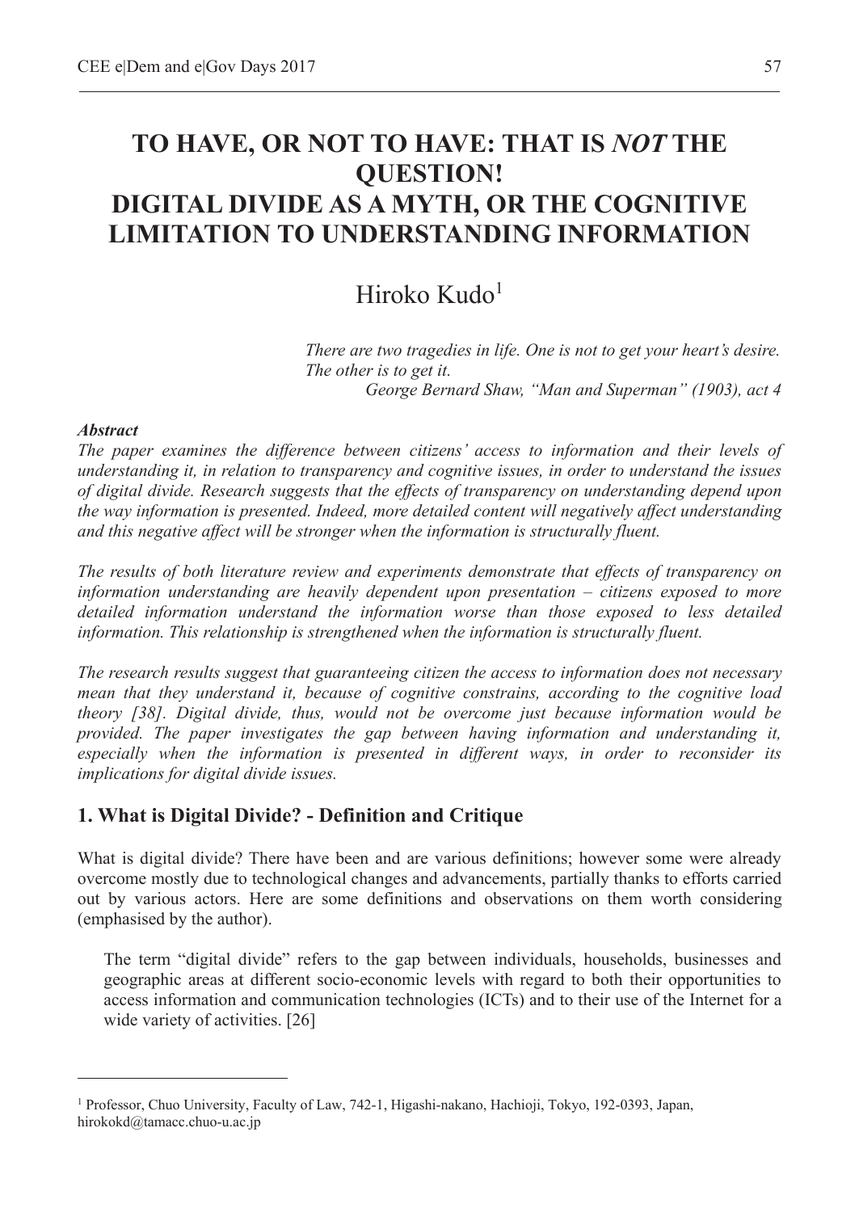// Output truncated for brevity
# TO HAVE, OR NOT TO HAVE: THAT IS *NOT* THE QUESTION! DIGITAL DIVIDE AS A MYTH, OR THE COGNITIVE LIMITATION TO UNDERSTANDING INFORMATION

Hiroko Kudo[1]

> *There are two tragedies in life. One is not to get your heart's desire. The other is to get it.*
> *George Bernard Shaw, "Man and Superman" (1903), act 4*

***Abstract***

*The paper examines the difference between citizens' access to information and their levels of understanding it, in relation to transparency and cognitive issues, in order to understand the issues of digital divide. Research suggests that the effects of transparency on understanding depend upon the way information is presented. Indeed, more detailed content will negatively affect understanding and this negative affect will be stronger when the information is structurally fluent.*

*The results of both literature review and experiments demonstrate that effects of transparency on information understanding are heavily dependent upon presentation – citizens exposed to more detailed information understand the information worse than those exposed to less detailed information. This relationship is strengthened when the information is structurally fluent.*

*The research results suggest that guaranteeing citizen the access to information does not necessary mean that they understand it, because of cognitive constrains, according to the cognitive load theory [38]. Digital divide, thus, would not be overcome just because information would be provided. The paper investigates the gap between having information and understanding it, especially when the information is presented in different ways, in order to reconsider its implications for digital divide issues.*

## 1. What is Digital Divide? - Definition and Critique

What is digital divide? There have been and are various definitions; however some were already overcome mostly due to technological changes and advancements, partially thanks to efforts carried out by various actors. Here are some definitions and observations on them worth considering (emphasised by the author).

> The term "digital divide" refers to the gap between individuals, households, businesses and geographic areas at different socio-economic levels with regard to both their opportunities to access information and communication technologies (ICTs) and to their use of the Internet for a wide variety of activities. [26]

[1] Professor, Chuo University, Faculty of Law, 742-1, Higashi-nakano, Hachioji, Tokyo, 192-0393, Japan, hirokokd@tamacc.chuo-u.ac.jp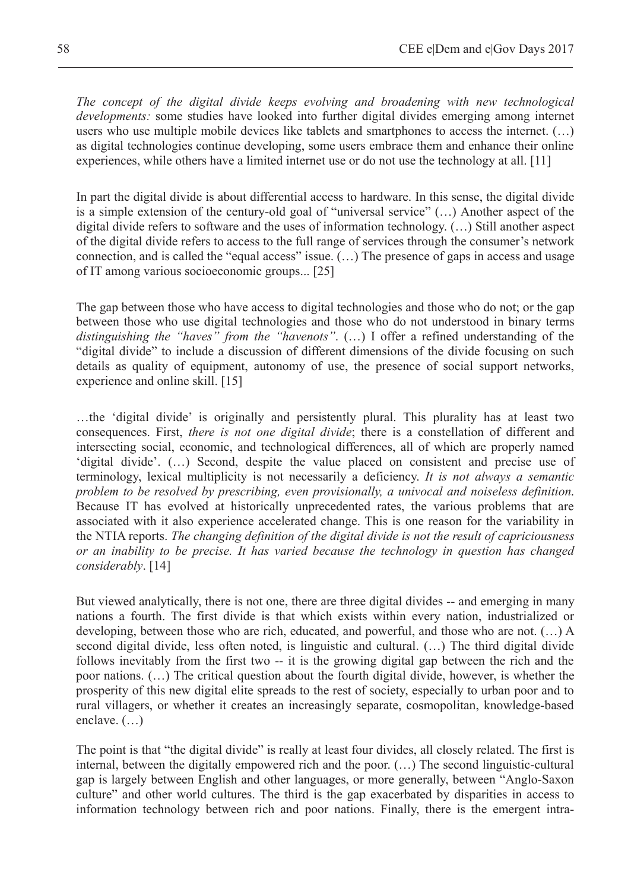*The concept of the digital divide keeps evolving and broadening with new technological developments:* some studies have looked into further digital divides emerging among internet users who use multiple mobile devices like tablets and smartphones to access the internet. (…) as digital technologies continue developing, some users embrace them and enhance their online experiences, while others have a limited internet use or do not use the technology at all. [11]

In part the digital divide is about differential access to hardware. In this sense, the digital divide is a simple extension of the century-old goal of "universal service" (…) Another aspect of the digital divide refers to software and the uses of information technology. (…) Still another aspect of the digital divide refers to access to the full range of services through the consumer's network connection, and is called the "equal access" issue. (…) The presence of gaps in access and usage of IT among various socioeconomic groups... [25]

The gap between those who have access to digital technologies and those who do not; or the gap between those who use digital technologies and those who do not understood in binary terms *distinguishing the "haves" from the "havenots"*. (…) I offer a refined understanding of the "digital divide" to include a discussion of different dimensions of the divide focusing on such details as quality of equipment, autonomy of use, the presence of social support networks, experience and online skill. [15]

…the 'digital divide' is originally and persistently plural. This plurality has at least two consequences. First, *there is not one digital divide*; there is a constellation of different and intersecting social, economic, and technological differences, all of which are properly named 'digital divide'. (…) Second, despite the value placed on consistent and precise use of terminology, lexical multiplicity is not necessarily a deficiency. *It is not always a semantic problem to be resolved by prescribing, even provisionally, a univocal and noiseless definition.* Because IT has evolved at historically unprecedented rates, the various problems that are associated with it also experience accelerated change. This is one reason for the variability in the NTIA reports. *The changing definition of the digital divide is not the result of capriciousness or an inability to be precise. It has varied because the technology in question has changed considerably*. [14]

But viewed analytically, there is not one, there are three digital divides -- and emerging in many nations a fourth. The first divide is that which exists within every nation, industrialized or developing, between those who are rich, educated, and powerful, and those who are not. (…) A second digital divide, less often noted, is linguistic and cultural. (…) The third digital divide follows inevitably from the first two -- it is the growing digital gap between the rich and the poor nations. (…) The critical question about the fourth digital divide, however, is whether the prosperity of this new digital elite spreads to the rest of society, especially to urban poor and to rural villagers, or whether it creates an increasingly separate, cosmopolitan, knowledge-based enclave. (…)

The point is that "the digital divide" is really at least four divides, all closely related. The first is internal, between the digitally empowered rich and the poor. (…) The second linguistic-cultural gap is largely between English and other languages, or more generally, between "Anglo-Saxon culture" and other world cultures. The third is the gap exacerbated by disparities in access to information technology between rich and poor nations. Finally, there is the emergent intra-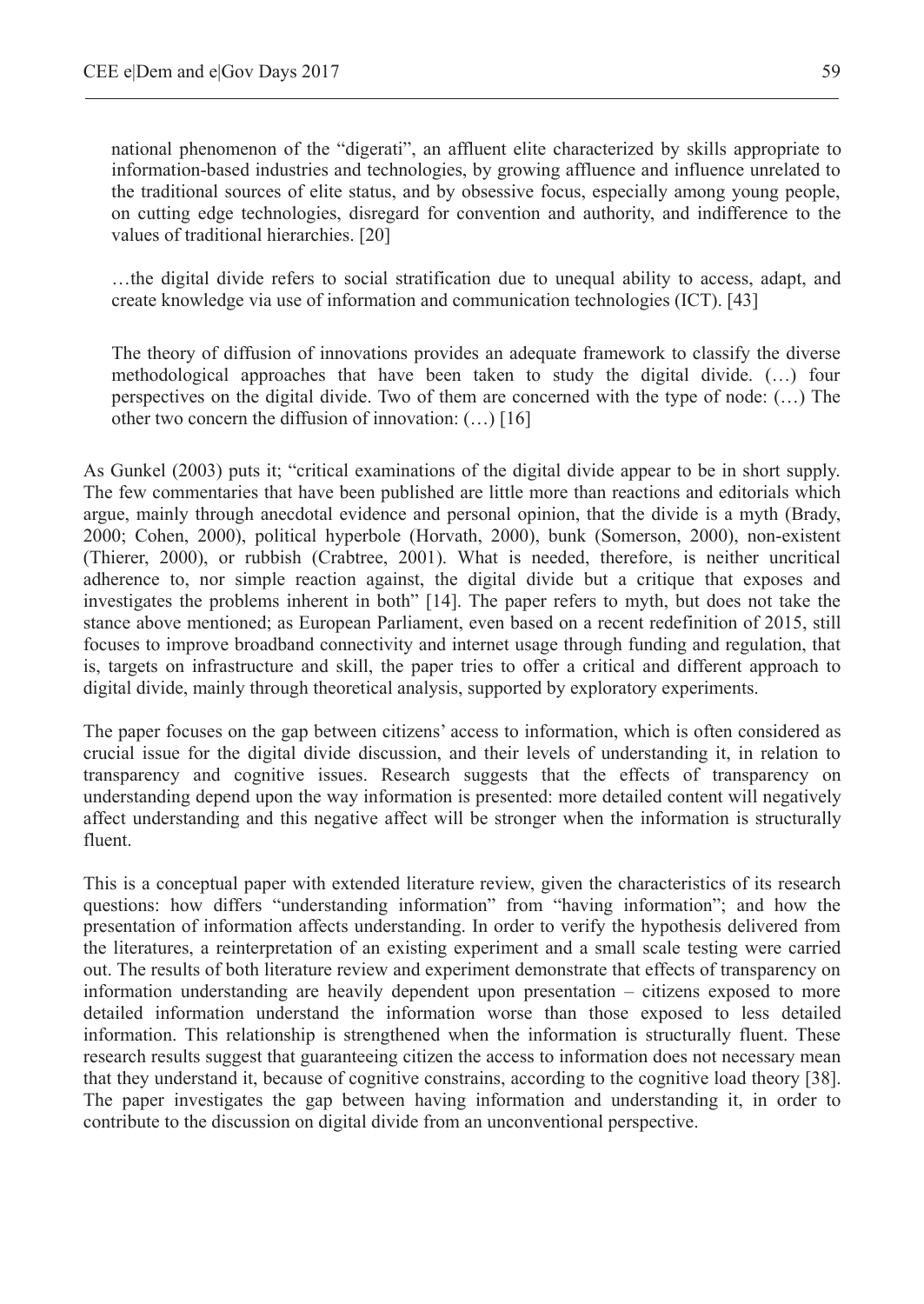national phenomenon of the "digerati", an affluent elite characterized by skills appropriate to information-based industries and technologies, by growing affluence and influence unrelated to the traditional sources of elite status, and by obsessive focus, especially among young people, on cutting edge technologies, disregard for convention and authority, and indifference to the values of traditional hierarchies. [20]

…the digital divide refers to social stratification due to unequal ability to access, adapt, and create knowledge via use of information and communication technologies (ICT). [43]

The theory of diffusion of innovations provides an adequate framework to classify the diverse methodological approaches that have been taken to study the digital divide. (…) four perspectives on the digital divide. Two of them are concerned with the type of node: (…) The other two concern the diffusion of innovation: (…) [16]

As Gunkel (2003) puts it; "critical examinations of the digital divide appear to be in short supply. The few commentaries that have been published are little more than reactions and editorials which argue, mainly through anecdotal evidence and personal opinion, that the divide is a myth (Brady, 2000; Cohen, 2000), political hyperbole (Horvath, 2000), bunk (Somerson, 2000), non-existent (Thierer, 2000), or rubbish (Crabtree, 2001). What is needed, therefore, is neither uncritical adherence to, nor simple reaction against, the digital divide but a critique that exposes and investigates the problems inherent in both" [14]. The paper refers to myth, but does not take the stance above mentioned; as European Parliament, even based on a recent redefinition of 2015, still focuses to improve broadband connectivity and internet usage through funding and regulation, that is, targets on infrastructure and skill, the paper tries to offer a critical and different approach to digital divide, mainly through theoretical analysis, supported by exploratory experiments.

The paper focuses on the gap between citizens' access to information, which is often considered as crucial issue for the digital divide discussion, and their levels of understanding it, in relation to transparency and cognitive issues. Research suggests that the effects of transparency on understanding depend upon the way information is presented: more detailed content will negatively affect understanding and this negative affect will be stronger when the information is structurally fluent.

This is a conceptual paper with extended literature review, given the characteristics of its research questions: how differs "understanding information" from "having information"; and how the presentation of information affects understanding. In order to verify the hypothesis delivered from the literatures, a reinterpretation of an existing experiment and a small scale testing were carried out. The results of both literature review and experiment demonstrate that effects of transparency on information understanding are heavily dependent upon presentation – citizens exposed to more detailed information understand the information worse than those exposed to less detailed information. This relationship is strengthened when the information is structurally fluent. These research results suggest that guaranteeing citizen the access to information does not necessary mean that they understand it, because of cognitive constrains, according to the cognitive load theory [38]. The paper investigates the gap between having information and understanding it, in order to contribute to the discussion on digital divide from an unconventional perspective.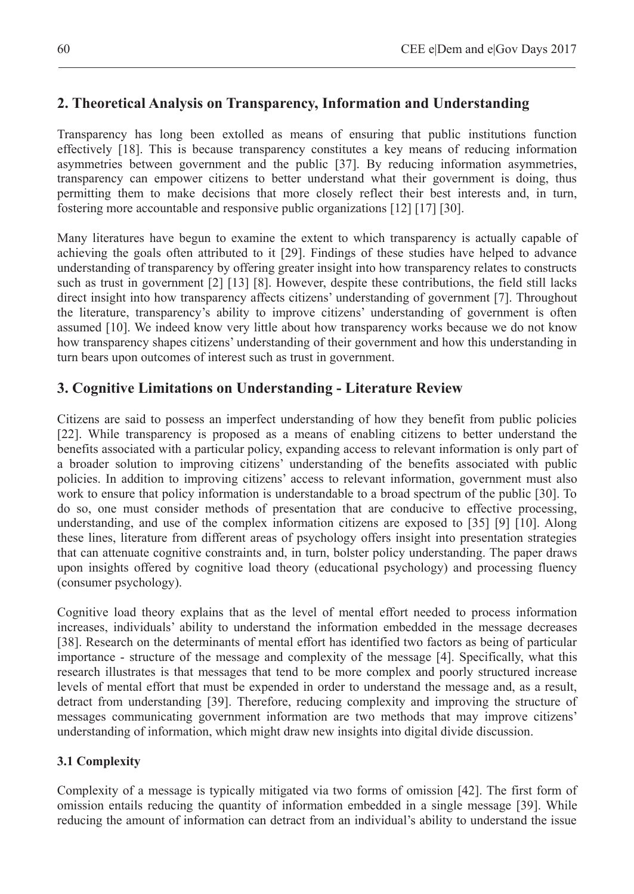## 2. Theoretical Analysis on Transparency, Information and Understanding

Transparency has long been extolled as means of ensuring that public institutions function effectively [18]. This is because transparency constitutes a key means of reducing information asymmetries between government and the public [37]. By reducing information asymmetries, transparency can empower citizens to better understand what their government is doing, thus permitting them to make decisions that more closely reflect their best interests and, in turn, fostering more accountable and responsive public organizations [12] [17] [30].

Many literatures have begun to examine the extent to which transparency is actually capable of achieving the goals often attributed to it [29]. Findings of these studies have helped to advance understanding of transparency by offering greater insight into how transparency relates to constructs such as trust in government [2] [13] [8]. However, despite these contributions, the field still lacks direct insight into how transparency affects citizens' understanding of government [7]. Throughout the literature, transparency's ability to improve citizens' understanding of government is often assumed [10]. We indeed know very little about how transparency works because we do not know how transparency shapes citizens' understanding of their government and how this understanding in turn bears upon outcomes of interest such as trust in government.

## 3. Cognitive Limitations on Understanding - Literature Review

Citizens are said to possess an imperfect understanding of how they benefit from public policies [22]. While transparency is proposed as a means of enabling citizens to better understand the benefits associated with a particular policy, expanding access to relevant information is only part of a broader solution to improving citizens' understanding of the benefits associated with public policies. In addition to improving citizens' access to relevant information, government must also work to ensure that policy information is understandable to a broad spectrum of the public [30]. To do so, one must consider methods of presentation that are conducive to effective processing, understanding, and use of the complex information citizens are exposed to [35] [9] [10]. Along these lines, literature from different areas of psychology offers insight into presentation strategies that can attenuate cognitive constraints and, in turn, bolster policy understanding. The paper draws upon insights offered by cognitive load theory (educational psychology) and processing fluency (consumer psychology).

Cognitive load theory explains that as the level of mental effort needed to process information increases, individuals' ability to understand the information embedded in the message decreases [38]. Research on the determinants of mental effort has identified two factors as being of particular importance - structure of the message and complexity of the message [4]. Specifically, what this research illustrates is that messages that tend to be more complex and poorly structured increase levels of mental effort that must be expended in order to understand the message and, as a result, detract from understanding [39]. Therefore, reducing complexity and improving the structure of messages communicating government information are two methods that may improve citizens' understanding of information, which might draw new insights into digital divide discussion.

### 3.1 Complexity

Complexity of a message is typically mitigated via two forms of omission [42]. The first form of omission entails reducing the quantity of information embedded in a single message [39]. While reducing the amount of information can detract from an individual's ability to understand the issue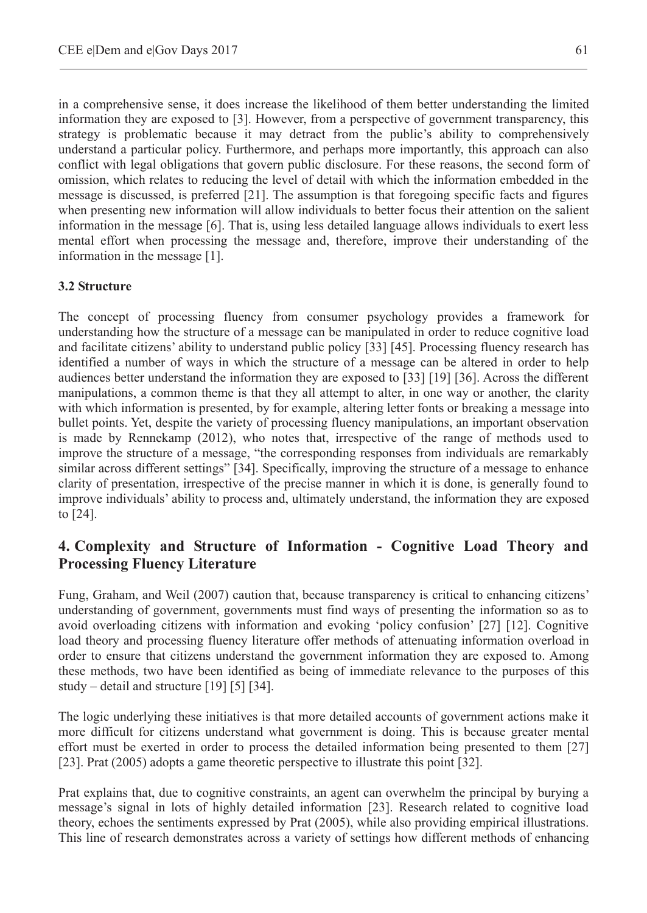in a comprehensive sense, it does increase the likelihood of them better understanding the limited information they are exposed to [3]. However, from a perspective of government transparency, this strategy is problematic because it may detract from the public's ability to comprehensively understand a particular policy. Furthermore, and perhaps more importantly, this approach can also conflict with legal obligations that govern public disclosure. For these reasons, the second form of omission, which relates to reducing the level of detail with which the information embedded in the message is discussed, is preferred [21]. The assumption is that foregoing specific facts and figures when presenting new information will allow individuals to better focus their attention on the salient information in the message [6]. That is, using less detailed language allows individuals to exert less mental effort when processing the message and, therefore, improve their understanding of the information in the message [1].

### 3.2 Structure

The concept of processing fluency from consumer psychology provides a framework for understanding how the structure of a message can be manipulated in order to reduce cognitive load and facilitate citizens' ability to understand public policy [33] [45]. Processing fluency research has identified a number of ways in which the structure of a message can be altered in order to help audiences better understand the information they are exposed to [33] [19] [36]. Across the different manipulations, a common theme is that they all attempt to alter, in one way or another, the clarity with which information is presented, by for example, altering letter fonts or breaking a message into bullet points. Yet, despite the variety of processing fluency manipulations, an important observation is made by Rennekamp (2012), who notes that, irrespective of the range of methods used to improve the structure of a message, "the corresponding responses from individuals are remarkably similar across different settings" [34]. Specifically, improving the structure of a message to enhance clarity of presentation, irrespective of the precise manner in which it is done, is generally found to improve individuals' ability to process and, ultimately understand, the information they are exposed to [24].

## 4. Complexity and Structure of Information - Cognitive Load Theory and Processing Fluency Literature

Fung, Graham, and Weil (2007) caution that, because transparency is critical to enhancing citizens' understanding of government, governments must find ways of presenting the information so as to avoid overloading citizens with information and evoking 'policy confusion' [27] [12]. Cognitive load theory and processing fluency literature offer methods of attenuating information overload in order to ensure that citizens understand the government information they are exposed to. Among these methods, two have been identified as being of immediate relevance to the purposes of this study – detail and structure [19] [5] [34].

The logic underlying these initiatives is that more detailed accounts of government actions make it more difficult for citizens understand what government is doing. This is because greater mental effort must be exerted in order to process the detailed information being presented to them [27] [23]. Prat (2005) adopts a game theoretic perspective to illustrate this point [32].

Prat explains that, due to cognitive constraints, an agent can overwhelm the principal by burying a message's signal in lots of highly detailed information [23]. Research related to cognitive load theory, echoes the sentiments expressed by Prat (2005), while also providing empirical illustrations. This line of research demonstrates across a variety of settings how different methods of enhancing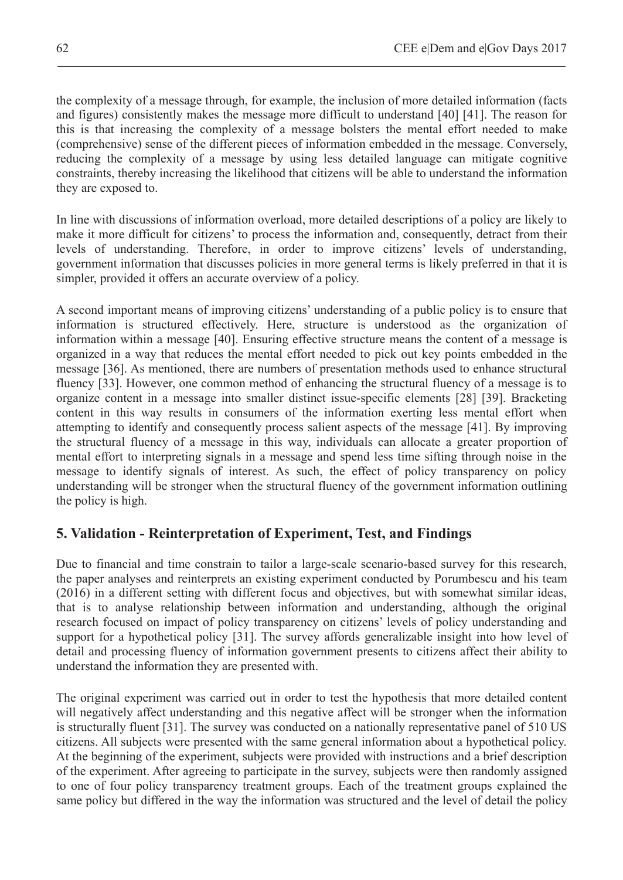the complexity of a message through, for example, the inclusion of more detailed information (facts and figures) consistently makes the message more difficult to understand [40] [41]. The reason for this is that increasing the complexity of a message bolsters the mental effort needed to make (comprehensive) sense of the different pieces of information embedded in the message. Conversely, reducing the complexity of a message by using less detailed language can mitigate cognitive constraints, thereby increasing the likelihood that citizens will be able to understand the information they are exposed to.

In line with discussions of information overload, more detailed descriptions of a policy are likely to make it more difficult for citizens' to process the information and, consequently, detract from their levels of understanding. Therefore, in order to improve citizens' levels of understanding, government information that discusses policies in more general terms is likely preferred in that it is simpler, provided it offers an accurate overview of a policy.

A second important means of improving citizens' understanding of a public policy is to ensure that information is structured effectively. Here, structure is understood as the organization of information within a message [40]. Ensuring effective structure means the content of a message is organized in a way that reduces the mental effort needed to pick out key points embedded in the message [36]. As mentioned, there are numbers of presentation methods used to enhance structural fluency [33]. However, one common method of enhancing the structural fluency of a message is to organize content in a message into smaller distinct issue-specific elements [28] [39]. Bracketing content in this way results in consumers of the information exerting less mental effort when attempting to identify and consequently process salient aspects of the message [41]. By improving the structural fluency of a message in this way, individuals can allocate a greater proportion of mental effort to interpreting signals in a message and spend less time sifting through noise in the message to identify signals of interest. As such, the effect of policy transparency on policy understanding will be stronger when the structural fluency of the government information outlining the policy is high.

## 5. Validation - Reinterpretation of Experiment, Test, and Findings

Due to financial and time constrain to tailor a large-scale scenario-based survey for this research, the paper analyses and reinterprets an existing experiment conducted by Porumbescu and his team (2016) in a different setting with different focus and objectives, but with somewhat similar ideas, that is to analyse relationship between information and understanding, although the original research focused on impact of policy transparency on citizens' levels of policy understanding and support for a hypothetical policy [31]. The survey affords generalizable insight into how level of detail and processing fluency of information government presents to citizens affect their ability to understand the information they are presented with.

The original experiment was carried out in order to test the hypothesis that more detailed content will negatively affect understanding and this negative affect will be stronger when the information is structurally fluent [31]. The survey was conducted on a nationally representative panel of 510 US citizens. All subjects were presented with the same general information about a hypothetical policy. At the beginning of the experiment, subjects were provided with instructions and a brief description of the experiment. After agreeing to participate in the survey, subjects were then randomly assigned to one of four policy transparency treatment groups. Each of the treatment groups explained the same policy but differed in the way the information was structured and the level of detail the policy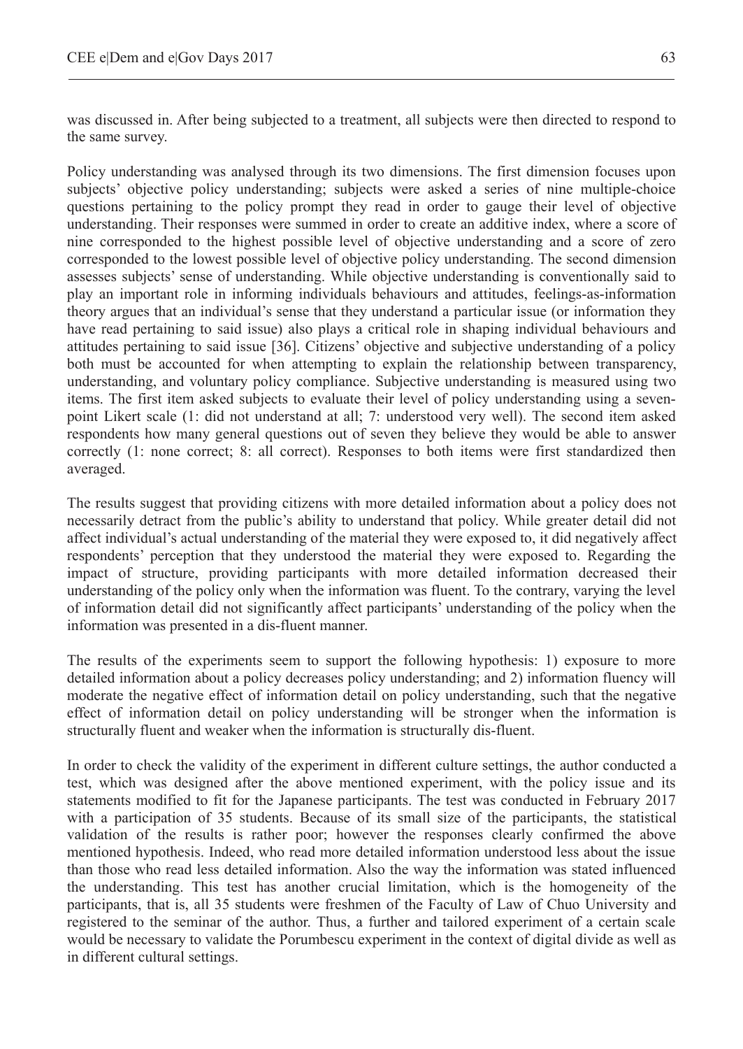was discussed in. After being subjected to a treatment, all subjects were then directed to respond to the same survey.

Policy understanding was analysed through its two dimensions. The first dimension focuses upon subjects' objective policy understanding; subjects were asked a series of nine multiple-choice questions pertaining to the policy prompt they read in order to gauge their level of objective understanding. Their responses were summed in order to create an additive index, where a score of nine corresponded to the highest possible level of objective understanding and a score of zero corresponded to the lowest possible level of objective policy understanding. The second dimension assesses subjects' sense of understanding. While objective understanding is conventionally said to play an important role in informing individuals behaviours and attitudes, feelings-as-information theory argues that an individual's sense that they understand a particular issue (or information they have read pertaining to said issue) also plays a critical role in shaping individual behaviours and attitudes pertaining to said issue [36]. Citizens' objective and subjective understanding of a policy both must be accounted for when attempting to explain the relationship between transparency, understanding, and voluntary policy compliance. Subjective understanding is measured using two items. The first item asked subjects to evaluate their level of policy understanding using a seven-point Likert scale (1: did not understand at all; 7: understood very well). The second item asked respondents how many general questions out of seven they believe they would be able to answer correctly (1: none correct; 8: all correct). Responses to both items were first standardized then averaged.

The results suggest that providing citizens with more detailed information about a policy does not necessarily detract from the public's ability to understand that policy. While greater detail did not affect individual's actual understanding of the material they were exposed to, it did negatively affect respondents' perception that they understood the material they were exposed to. Regarding the impact of structure, providing participants with more detailed information decreased their understanding of the policy only when the information was fluent. To the contrary, varying the level of information detail did not significantly affect participants' understanding of the policy when the information was presented in a dis-fluent manner.

The results of the experiments seem to support the following hypothesis: 1) exposure to more detailed information about a policy decreases policy understanding; and 2) information fluency will moderate the negative effect of information detail on policy understanding, such that the negative effect of information detail on policy understanding will be stronger when the information is structurally fluent and weaker when the information is structurally dis-fluent.

In order to check the validity of the experiment in different culture settings, the author conducted a test, which was designed after the above mentioned experiment, with the policy issue and its statements modified to fit for the Japanese participants. The test was conducted in February 2017 with a participation of 35 students. Because of its small size of the participants, the statistical validation of the results is rather poor; however the responses clearly confirmed the above mentioned hypothesis. Indeed, who read more detailed information understood less about the issue than those who read less detailed information. Also the way the information was stated influenced the understanding. This test has another crucial limitation, which is the homogeneity of the participants, that is, all 35 students were freshmen of the Faculty of Law of Chuo University and registered to the seminar of the author. Thus, a further and tailored experiment of a certain scale would be necessary to validate the Porumbescu experiment in the context of digital divide as well as in different cultural settings.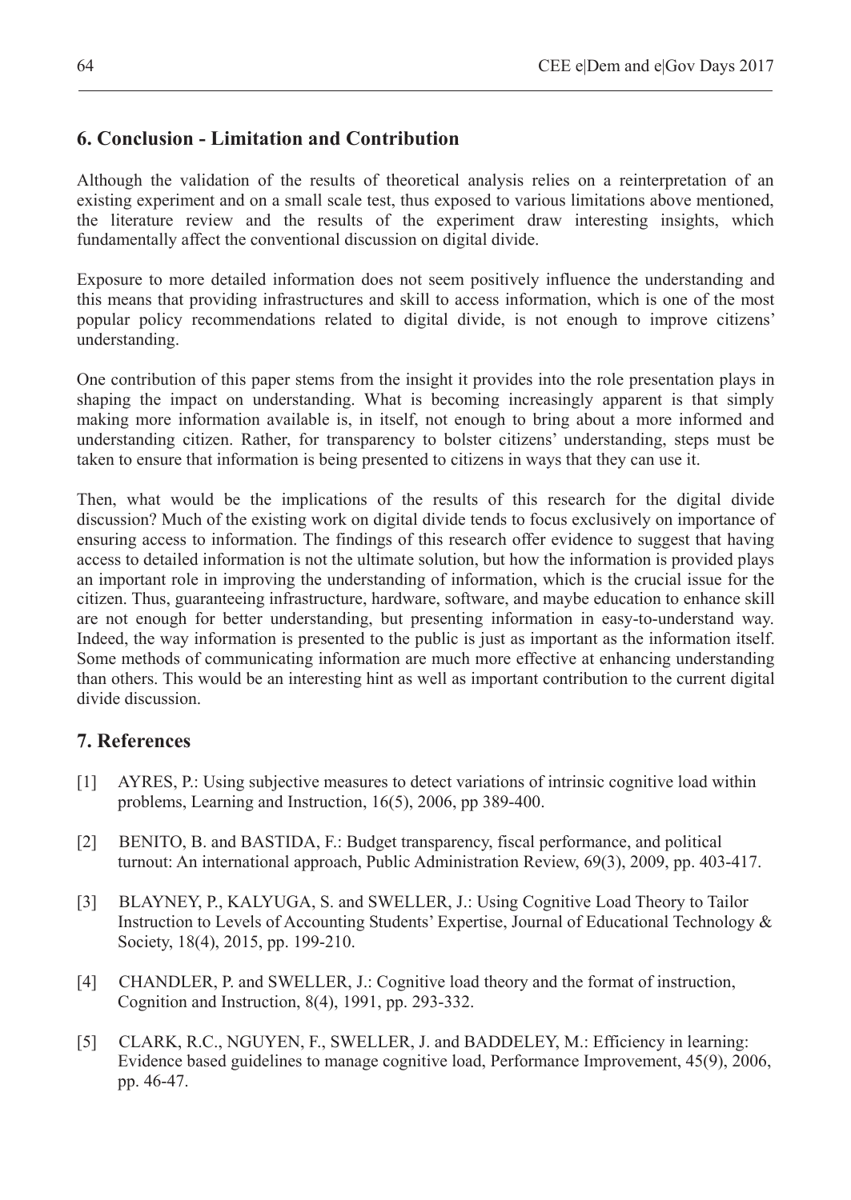## 6. Conclusion - Limitation and Contribution

Although the validation of the results of theoretical analysis relies on a reinterpretation of an existing experiment and on a small scale test, thus exposed to various limitations above mentioned, the literature review and the results of the experiment draw interesting insights, which fundamentally affect the conventional discussion on digital divide.

Exposure to more detailed information does not seem positively influence the understanding and this means that providing infrastructures and skill to access information, which is one of the most popular policy recommendations related to digital divide, is not enough to improve citizens' understanding.

One contribution of this paper stems from the insight it provides into the role presentation plays in shaping the impact on understanding. What is becoming increasingly apparent is that simply making more information available is, in itself, not enough to bring about a more informed and understanding citizen. Rather, for transparency to bolster citizens' understanding, steps must be taken to ensure that information is being presented to citizens in ways that they can use it.

Then, what would be the implications of the results of this research for the digital divide discussion? Much of the existing work on digital divide tends to focus exclusively on importance of ensuring access to information. The findings of this research offer evidence to suggest that having access to detailed information is not the ultimate solution, but how the information is provided plays an important role in improving the understanding of information, which is the crucial issue for the citizen. Thus, guaranteeing infrastructure, hardware, software, and maybe education to enhance skill are not enough for better understanding, but presenting information in easy-to-understand way. Indeed, the way information is presented to the public is just as important as the information itself. Some methods of communicating information are much more effective at enhancing understanding than others. This would be an interesting hint as well as important contribution to the current digital divide discussion.

## 7. References

[1] AYRES, P.: Using subjective measures to detect variations of intrinsic cognitive load within problems, Learning and Instruction, 16(5), 2006, pp 389-400.

[2] BENITO, B. and BASTIDA, F.: Budget transparency, fiscal performance, and political turnout: An international approach, Public Administration Review, 69(3), 2009, pp. 403-417.

[3] BLAYNEY, P., KALYUGA, S. and SWELLER, J.: Using Cognitive Load Theory to Tailor Instruction to Levels of Accounting Students' Expertise, Journal of Educational Technology & Society, 18(4), 2015, pp. 199-210.

[4] CHANDLER, P. and SWELLER, J.: Cognitive load theory and the format of instruction, Cognition and Instruction, 8(4), 1991, pp. 293-332.

[5] CLARK, R.C., NGUYEN, F., SWELLER, J. and BADDELEY, M.: Efficiency in learning: Evidence based guidelines to manage cognitive load, Performance Improvement, 45(9), 2006, pp. 46-47.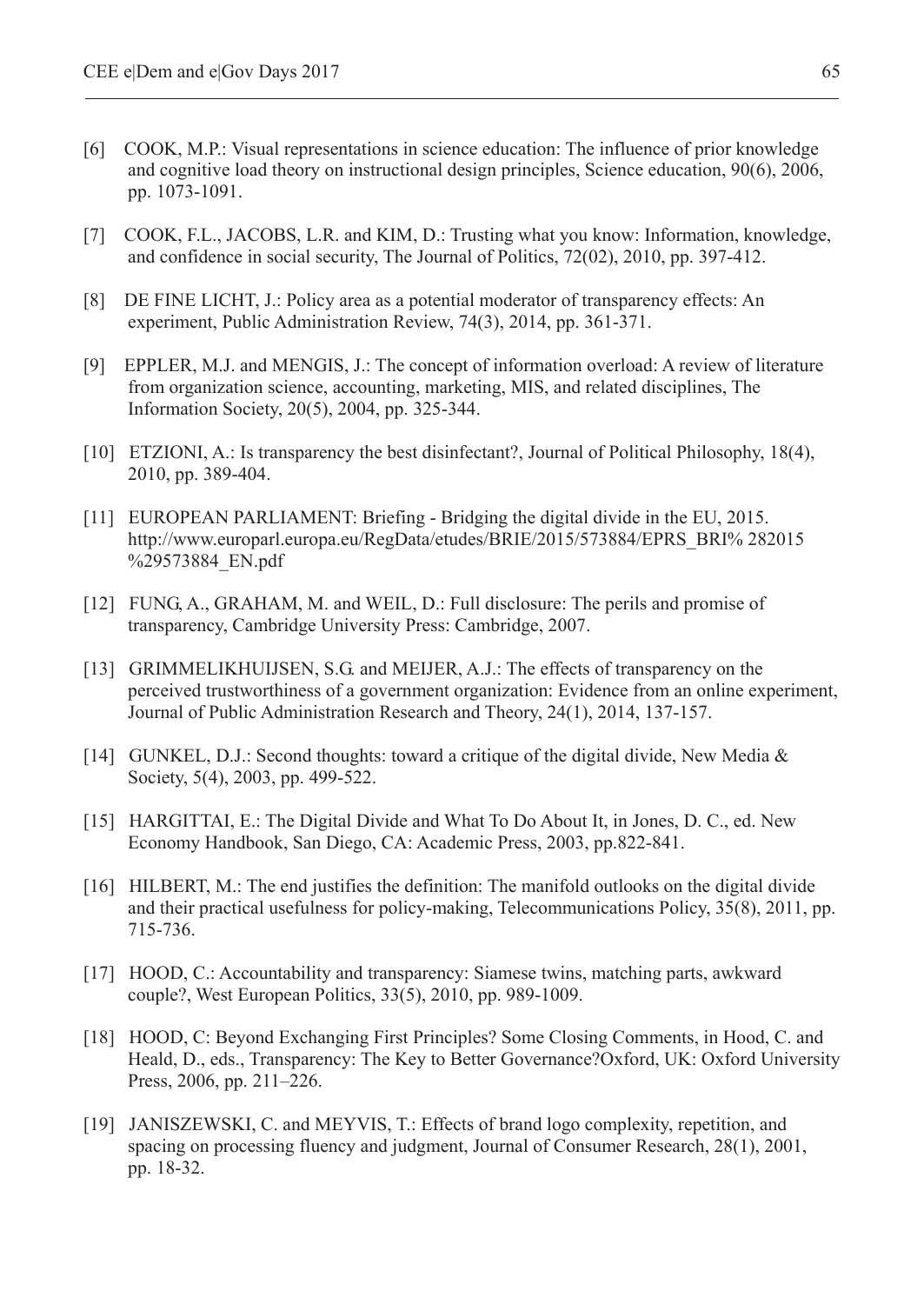[6] COOK, M.P.: Visual representations in science education: The influence of prior knowledge and cognitive load theory on instructional design principles, Science education, 90(6), 2006, pp. 1073-1091.

[7] COOK, F.L., JACOBS, L.R. and KIM, D.: Trusting what you know: Information, knowledge, and confidence in social security, The Journal of Politics, 72(02), 2010, pp. 397-412.

[8] DE FINE LICHT, J.: Policy area as a potential moderator of transparency effects: An experiment, Public Administration Review, 74(3), 2014, pp. 361-371.

[9] EPPLER, M.J. and MENGIS, J.: The concept of information overload: A review of literature from organization science, accounting, marketing, MIS, and related disciplines, The Information Society, 20(5), 2004, pp. 325-344.

[10] ETZIONI, A.: Is transparency the best disinfectant?, Journal of Political Philosophy, 18(4), 2010, pp. 389-404.

[11] EUROPEAN PARLIAMENT: Briefing - Bridging the digital divide in the EU, 2015. http://www.europarl.europa.eu/RegData/etudes/BRIE/2015/573884/EPRS_BRI% 282015 %29573884_EN.pdf

[12] FUNG, A., GRAHAM, M. and WEIL, D.: Full disclosure: The perils and promise of transparency, Cambridge University Press: Cambridge, 2007.

[13] GRIMMELIKHUIJSEN, S.G. and MEIJER, A.J.: The effects of transparency on the perceived trustworthiness of a government organization: Evidence from an online experiment, Journal of Public Administration Research and Theory, 24(1), 2014, 137-157.

[14] GUNKEL, D.J.: Second thoughts: toward a critique of the digital divide, New Media & Society, 5(4), 2003, pp. 499-522.

[15] HARGITTAI, E.: The Digital Divide and What To Do About It, in Jones, D. C., ed. New Economy Handbook, San Diego, CA: Academic Press, 2003, pp.822-841.

[16] HILBERT, M.: The end justifies the definition: The manifold outlooks on the digital divide and their practical usefulness for policy-making, Telecommunications Policy, 35(8), 2011, pp. 715-736.

[17] HOOD, C.: Accountability and transparency: Siamese twins, matching parts, awkward couple?, West European Politics, 33(5), 2010, pp. 989-1009.

[18] HOOD, C: Beyond Exchanging First Principles? Some Closing Comments, in Hood, C. and Heald, D., eds., Transparency: The Key to Better Governance?Oxford, UK: Oxford University Press, 2006, pp. 211–226.

[19] JANISZEWSKI, C. and MEYVIS, T.: Effects of brand logo complexity, repetition, and spacing on processing fluency and judgment, Journal of Consumer Research, 28(1), 2001, pp. 18-32.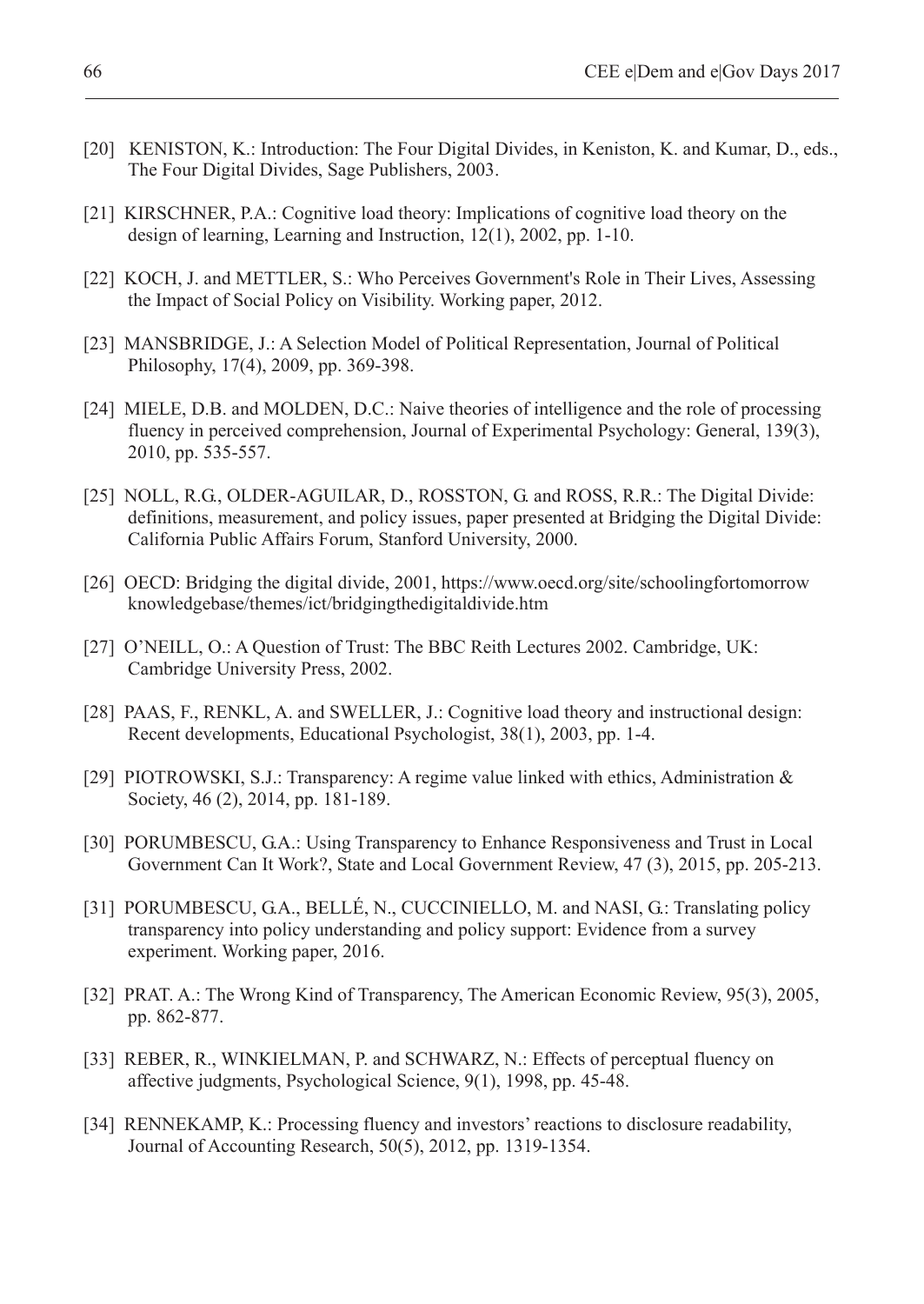[20] KENISTON, K.: Introduction: The Four Digital Divides, in Keniston, K. and Kumar, D., eds., The Four Digital Divides, Sage Publishers, 2003.

[21] KIRSCHNER, P.A.: Cognitive load theory: Implications of cognitive load theory on the design of learning, Learning and Instruction, 12(1), 2002, pp. 1-10.

[22] KOCH, J. and METTLER, S.: Who Perceives Government's Role in Their Lives, Assessing the Impact of Social Policy on Visibility. Working paper, 2012.

[23] MANSBRIDGE, J.: A Selection Model of Political Representation, Journal of Political Philosophy, 17(4), 2009, pp. 369-398.

[24] MIELE, D.B. and MOLDEN, D.C.: Naive theories of intelligence and the role of processing fluency in perceived comprehension, Journal of Experimental Psychology: General, 139(3), 2010, pp. 535-557.

[25] NOLL, R.G., OLDER-AGUILAR, D., ROSSTON, G. and ROSS, R.R.: The Digital Divide: definitions, measurement, and policy issues, paper presented at Bridging the Digital Divide: California Public Affairs Forum, Stanford University, 2000.

[26] OECD: Bridging the digital divide, 2001, https://www.oecd.org/site/schoolingfortomorrow knowledgebase/themes/ict/bridgingthedigitaldivide.htm

[27] O'NEILL, O.: A Question of Trust: The BBC Reith Lectures 2002. Cambridge, UK: Cambridge University Press, 2002.

[28] PAAS, F., RENKL, A. and SWELLER, J.: Cognitive load theory and instructional design: Recent developments, Educational Psychologist, 38(1), 2003, pp. 1-4.

[29] PIOTROWSKI, S.J.: Transparency: A regime value linked with ethics, Administration & Society, 46 (2), 2014, pp. 181-189.

[30] PORUMBESCU, G.A.: Using Transparency to Enhance Responsiveness and Trust in Local Government Can It Work?, State and Local Government Review, 47 (3), 2015, pp. 205-213.

[31] PORUMBESCU, G.A., BELLÉ, N., CUCCINIELLO, M. and NASI, G.: Translating policy transparency into policy understanding and policy support: Evidence from a survey experiment. Working paper, 2016.

[32] PRAT. A.: The Wrong Kind of Transparency, The American Economic Review, 95(3), 2005, pp. 862-877.

[33] REBER, R., WINKIELMAN, P. and SCHWARZ, N.: Effects of perceptual fluency on affective judgments, Psychological Science, 9(1), 1998, pp. 45-48.

[34] RENNEKAMP, K.: Processing fluency and investors' reactions to disclosure readability, Journal of Accounting Research, 50(5), 2012, pp. 1319-1354.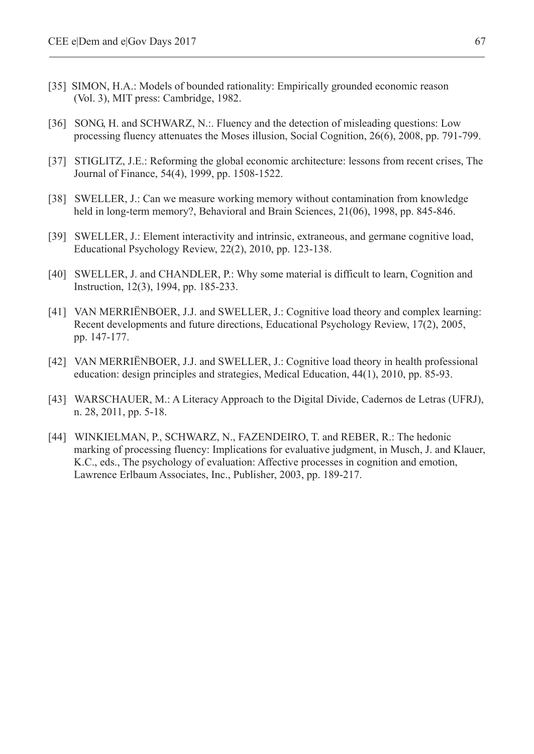[35] SIMON, H.A.: Models of bounded rationality: Empirically grounded economic reason (Vol. 3), MIT press: Cambridge, 1982.

[36] SONG, H. and SCHWARZ, N.:. Fluency and the detection of misleading questions: Low processing fluency attenuates the Moses illusion, Social Cognition, 26(6), 2008, pp. 791-799.

[37] STIGLITZ, J.E.: Reforming the global economic architecture: lessons from recent crises, The Journal of Finance, 54(4), 1999, pp. 1508-1522.

[38] SWELLER, J.: Can we measure working memory without contamination from knowledge held in long-term memory?, Behavioral and Brain Sciences, 21(06), 1998, pp. 845-846.

[39] SWELLER, J.: Element interactivity and intrinsic, extraneous, and germane cognitive load, Educational Psychology Review, 22(2), 2010, pp. 123-138.

[40] SWELLER, J. and CHANDLER, P.: Why some material is difficult to learn, Cognition and Instruction, 12(3), 1994, pp. 185-233.

[41] VAN MERRIËNBOER, J.J. and SWELLER, J.: Cognitive load theory and complex learning: Recent developments and future directions, Educational Psychology Review, 17(2), 2005, pp. 147-177.

[42] VAN MERRIËNBOER, J.J. and SWELLER, J.: Cognitive load theory in health professional education: design principles and strategies, Medical Education, 44(1), 2010, pp. 85-93.

[43] WARSCHAUER, M.: A Literacy Approach to the Digital Divide, Cadernos de Letras (UFRJ), n. 28, 2011, pp. 5-18.

[44] WINKIELMAN, P., SCHWARZ, N., FAZENDEIRO, T. and REBER, R.: The hedonic marking of processing fluency: Implications for evaluative judgment, in Musch, J. and Klauer, K.C., eds., The psychology of evaluation: Affective processes in cognition and emotion, Lawrence Erlbaum Associates, Inc., Publisher, 2003, pp. 189-217.